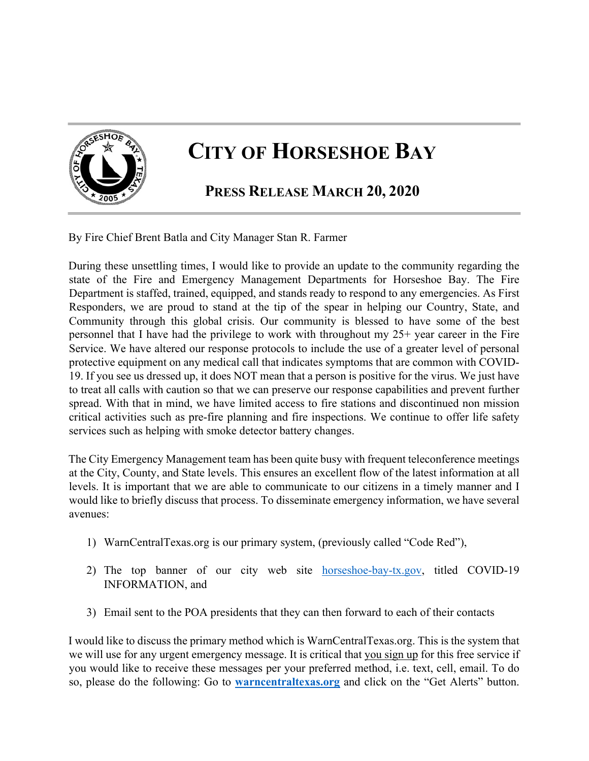# City of Horseshoe Bay

## Press Release March 20, 2020

By Fire Chief Brent Batla and City Manager Stan R. Farmer

During these unsettling times, I would like to provide an update to the community regarding the state of the Fire and Emergency Management Departments for Horseshoe Bay. The Fire Department is staffed, trained, equipped, and stands ready to respond to any emergencies. As First Responders, we are proud to stand at the tip of the spear in helping our Country, State, and Community through this global crisis. Our community is blessed to have some of the best personnel that I have had the privilege to work with throughout my 25+ year career in the Fire Service. We have altered our response protocols to include the use of a greater level of personal protective equipment on any medical call that indicates symptoms that are common with COVID-19. If you see us dressed up, it does NOT mean that a person is positive for the virus. We just have to treat all calls with caution so that we can preserve our response capabilities and prevent further spread. With that in mind, we have limited access to fire stations and discontinued non mission critical activities such as pre-fire planning and fire inspections. We continue to offer life safety services such as helping with smoke detector battery changes.

The City Emergency Management team has been quite busy with frequent teleconference meetings at the City, County, and State levels. This ensures an excellent flow of the latest information at all levels. It is important that we are able to communicate to our citizens in a timely manner and I would like to briefly discuss that process. To disseminate emergency information, we have several avenues:

1) WarnCentralTexas.org is our primary system, (previously called "Code Red"),
2) The top banner of our city web site horseshoe-bay-tx.gov, titled COVID-19 INFORMATION, and
3) Email sent to the POA presidents that they can then forward to each of their contacts

I would like to discuss the primary method which is WarnCentralTexas.org. This is the system that we will use for any urgent emergency message. It is critical that you sign up for this free service if you would like to receive these messages per your preferred method, i.e. text, cell, email. To do so, please do the following: Go to **warncentraltexas.org** and click on the "Get Alerts" button.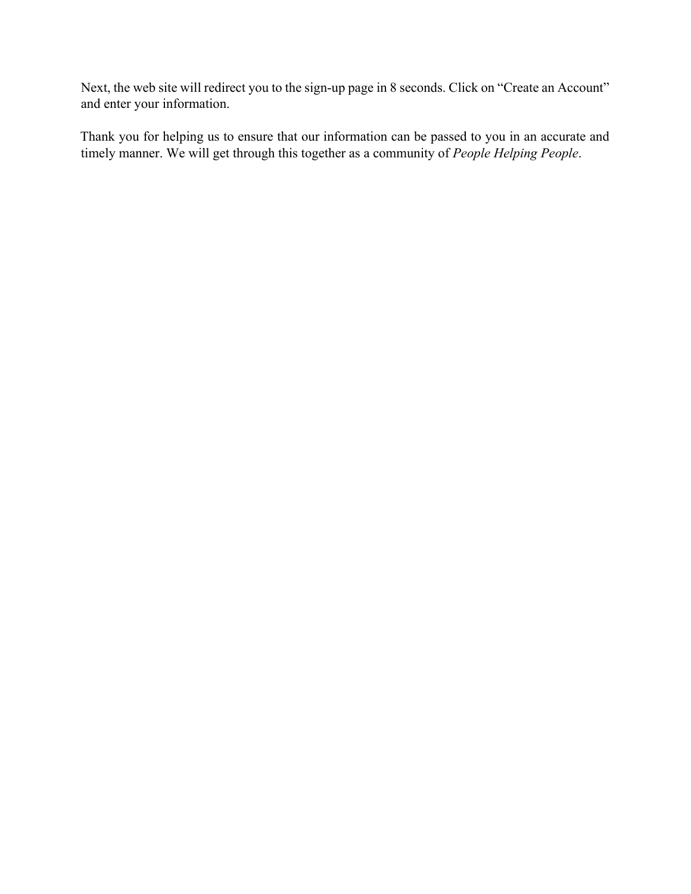Next, the web site will redirect you to the sign-up page in 8 seconds. Click on "Create an Account" and enter your information.

Thank you for helping us to ensure that our information can be passed to you in an accurate and timely manner. We will get through this together as a community of *People Helping People*.